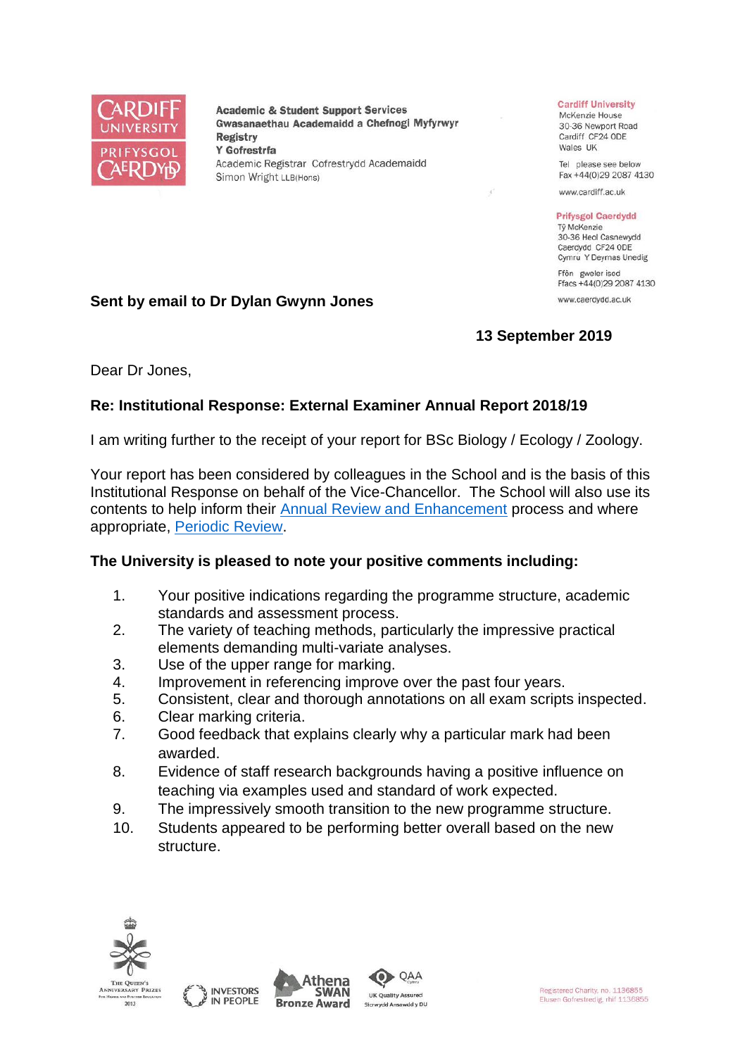Academic & Student Support Services
Gwasanaethau Academaidd a Chefnogi Myfyrwyr
Registry
Y Gofrestrfa
Academic Registrar Cofrestrydd Academaidd
Simon Wright LLB(Hons)

Cardiff University
McKenzie House
30-36 Newport Road
Cardiff CF24 0DE
Wales UK

Tel please see below
Fax +44(0)29 2087 4130

www.cardiff.ac.uk

Prifysgol Caerdydd
Tŷ McKenzie
30-36 Heol Casnewydd
Caerdydd CF24 0DE
Cymru Y Deyrnas Unedig

Ffôn gweler isod
Ffacs +44(0)29 2087 4130

www.caerdydd.ac.uk

**Sent by email to Dr Dylan Gwynn Jones**

**13 September 2019**

Dear Dr Jones,

**Re: Institutional Response: External Examiner Annual Report 2018/19**

I am writing further to the receipt of your report for BSc Biology / Ecology / Zoology.

Your report has been considered by colleagues in the School and is the basis of this Institutional Response on behalf of the Vice-Chancellor. The School will also use its contents to help inform their Annual Review and Enhancement process and where appropriate, Periodic Review.

**The University is pleased to note your positive comments including:**

1. Your positive indications regarding the programme structure, academic standards and assessment process.
2. The variety of teaching methods, particularly the impressive practical elements demanding multi-variate analyses.
3. Use of the upper range for marking.
4. Improvement in referencing improve over the past four years.
5. Consistent, clear and thorough annotations on all exam scripts inspected.
6. Clear marking criteria.
7. Good feedback that explains clearly why a particular mark had been awarded.
8. Evidence of staff research backgrounds having a positive influence on teaching via examples used and standard of work expected.
9. The impressively smooth transition to the new programme structure.
10. Students appeared to be performing better overall based on the new structure.

Registered Charity, no. 1136855
Elusen Gofrestredig, rhif 1136855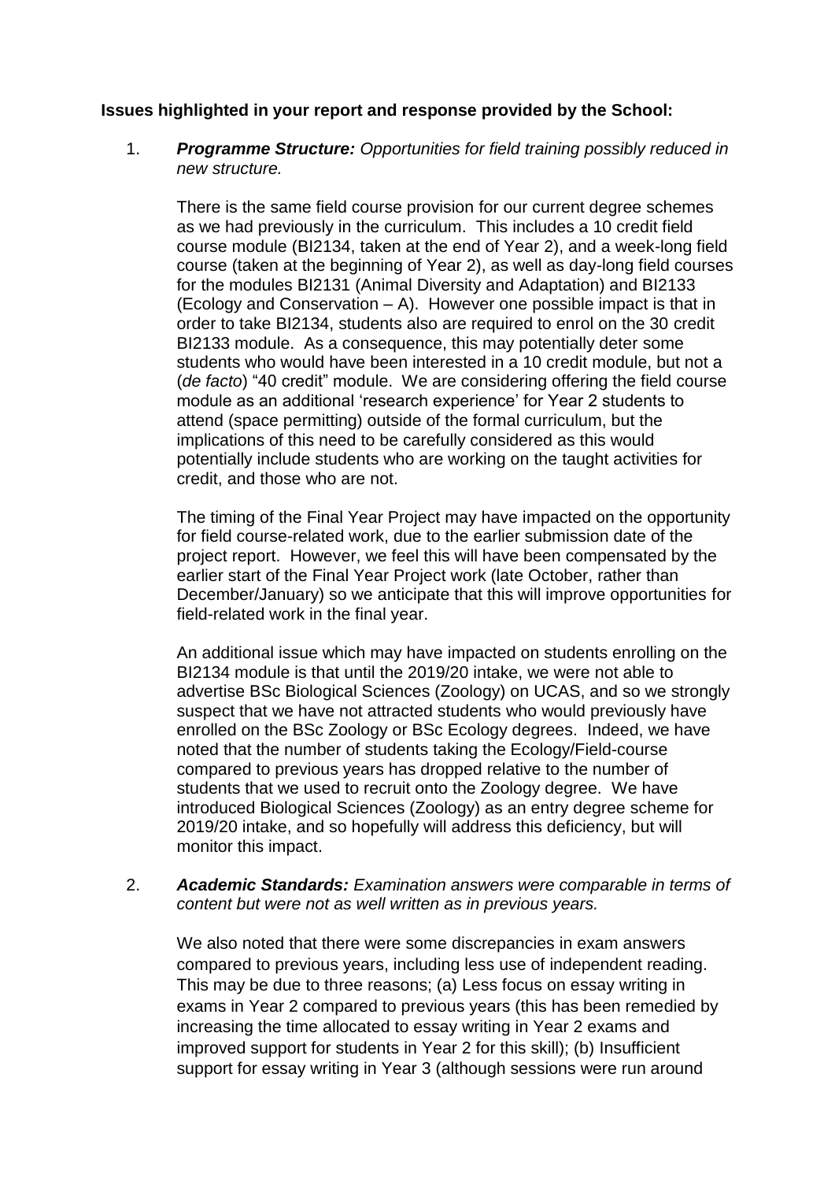**Issues highlighted in your report and response provided by the School:**

1. ***Programme Structure:*** *Opportunities for field training possibly reduced in new structure.*

   There is the same field course provision for our current degree schemes as we had previously in the curriculum. This includes a 10 credit field course module (BI2134, taken at the end of Year 2), and a week-long field course (taken at the beginning of Year 2), as well as day-long field courses for the modules BI2131 (Animal Diversity and Adaptation) and BI2133 (Ecology and Conservation – A). However one possible impact is that in order to take BI2134, students also are required to enrol on the 30 credit BI2133 module. As a consequence, this may potentially deter some students who would have been interested in a 10 credit module, but not a (*de facto*) "40 credit" module. We are considering offering the field course module as an additional 'research experience' for Year 2 students to attend (space permitting) outside of the formal curriculum, but the implications of this need to be carefully considered as this would potentially include students who are working on the taught activities for credit, and those who are not.

   The timing of the Final Year Project may have impacted on the opportunity for field course-related work, due to the earlier submission date of the project report. However, we feel this will have been compensated by the earlier start of the Final Year Project work (late October, rather than December/January) so we anticipate that this will improve opportunities for field-related work in the final year.

   An additional issue which may have impacted on students enrolling on the BI2134 module is that until the 2019/20 intake, we were not able to advertise BSc Biological Sciences (Zoology) on UCAS, and so we strongly suspect that we have not attracted students who would previously have enrolled on the BSc Zoology or BSc Ecology degrees. Indeed, we have noted that the number of students taking the Ecology/Field-course compared to previous years has dropped relative to the number of students that we used to recruit onto the Zoology degree. We have introduced Biological Sciences (Zoology) as an entry degree scheme for 2019/20 intake, and so hopefully will address this deficiency, but will monitor this impact.

2. ***Academic Standards:*** *Examination answers were comparable in terms of content but were not as well written as in previous years.*

   We also noted that there were some discrepancies in exam answers compared to previous years, including less use of independent reading. This may be due to three reasons; (a) Less focus on essay writing in exams in Year 2 compared to previous years (this has been remedied by increasing the time allocated to essay writing in Year 2 exams and improved support for students in Year 2 for this skill); (b) Insufficient support for essay writing in Year 3 (although sessions were run around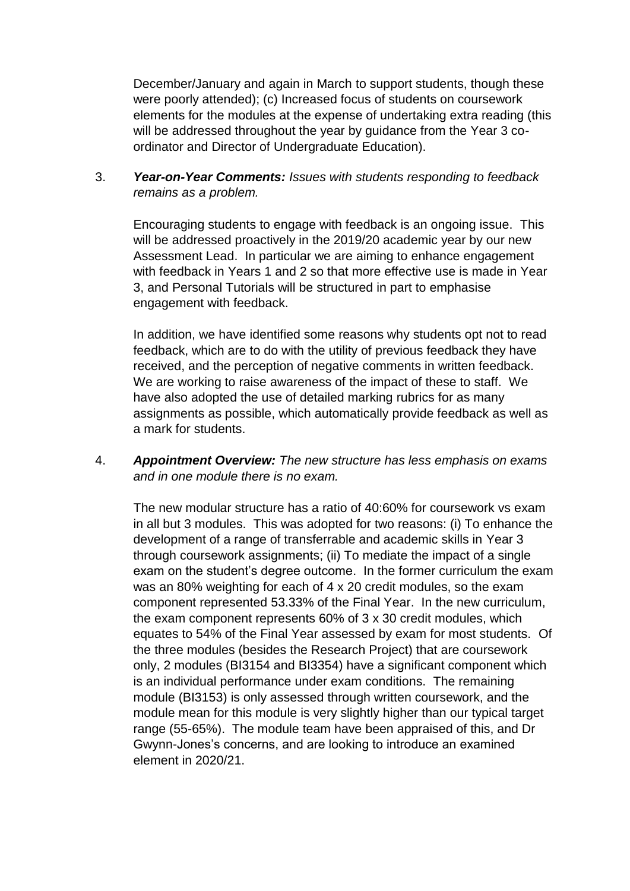December/January and again in March to support students, though these were poorly attended); (c) Increased focus of students on coursework elements for the modules at the expense of undertaking extra reading (this will be addressed throughout the year by guidance from the Year 3 co-ordinator and Director of Undergraduate Education).

3. ***Year-on-Year Comments:*** *Issues with students responding to feedback remains as a problem.*

   Encouraging students to engage with feedback is an ongoing issue. This will be addressed proactively in the 2019/20 academic year by our new Assessment Lead. In particular we are aiming to enhance engagement with feedback in Years 1 and 2 so that more effective use is made in Year 3, and Personal Tutorials will be structured in part to emphasise engagement with feedback.

   In addition, we have identified some reasons why students opt not to read feedback, which are to do with the utility of previous feedback they have received, and the perception of negative comments in written feedback. We are working to raise awareness of the impact of these to staff. We have also adopted the use of detailed marking rubrics for as many assignments as possible, which automatically provide feedback as well as a mark for students.

4. ***Appointment Overview:*** *The new structure has less emphasis on exams and in one module there is no exam.*

   The new modular structure has a ratio of 40:60% for coursework vs exam in all but 3 modules. This was adopted for two reasons: (i) To enhance the development of a range of transferrable and academic skills in Year 3 through coursework assignments; (ii) To mediate the impact of a single exam on the student's degree outcome. In the former curriculum the exam was an 80% weighting for each of 4 x 20 credit modules, so the exam component represented 53.33% of the Final Year. In the new curriculum, the exam component represents 60% of 3 x 30 credit modules, which equates to 54% of the Final Year assessed by exam for most students. Of the three modules (besides the Research Project) that are coursework only, 2 modules (BI3154 and BI3354) have a significant component which is an individual performance under exam conditions. The remaining module (BI3153) is only assessed through written coursework, and the module mean for this module is very slightly higher than our typical target range (55-65%). The module team have been appraised of this, and Dr Gwynn-Jones's concerns, and are looking to introduce an examined element in 2020/21.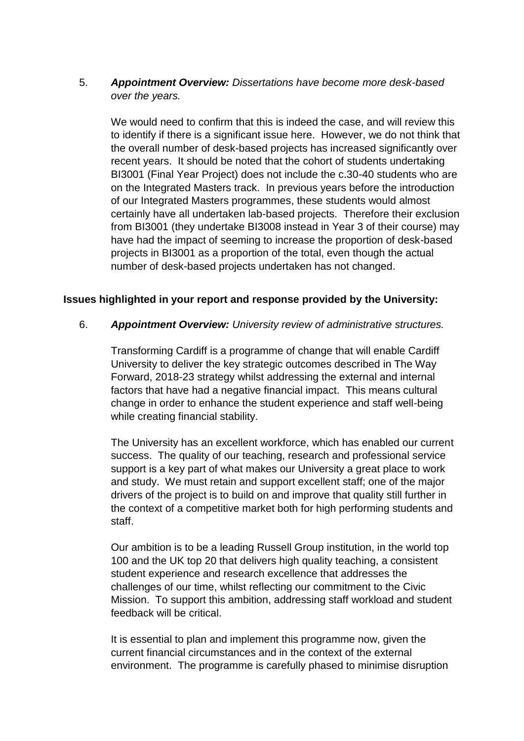5. ***Appointment Overview:*** *Dissertations have become more desk-based over the years.*

   We would need to confirm that this is indeed the case, and will review this to identify if there is a significant issue here. However, we do not think that the overall number of desk-based projects has increased significantly over recent years. It should be noted that the cohort of students undertaking BI3001 (Final Year Project) does not include the c.30-40 students who are on the Integrated Masters track. In previous years before the introduction of our Integrated Masters programmes, these students would almost certainly have all undertaken lab-based projects. Therefore their exclusion from BI3001 (they undertake BI3008 instead in Year 3 of their course) may have had the impact of seeming to increase the proportion of desk-based projects in BI3001 as a proportion of the total, even though the actual number of desk-based projects undertaken has not changed.

**Issues highlighted in your report and response provided by the University:**

6. ***Appointment Overview:*** *University review of administrative structures.*

   Transforming Cardiff is a programme of change that will enable Cardiff University to deliver the key strategic outcomes described in The Way Forward, 2018-23 strategy whilst addressing the external and internal factors that have had a negative financial impact. This means cultural change in order to enhance the student experience and staff well-being while creating financial stability.

   The University has an excellent workforce, which has enabled our current success. The quality of our teaching, research and professional service support is a key part of what makes our University a great place to work and study. We must retain and support excellent staff; one of the major drivers of the project is to build on and improve that quality still further in the context of a competitive market both for high performing students and staff.

   Our ambition is to be a leading Russell Group institution, in the world top 100 and the UK top 20 that delivers high quality teaching, a consistent student experience and research excellence that addresses the challenges of our time, whilst reflecting our commitment to the Civic Mission. To support this ambition, addressing staff workload and student feedback will be critical.

   It is essential to plan and implement this programme now, given the current financial circumstances and in the context of the external environment. The programme is carefully phased to minimise disruption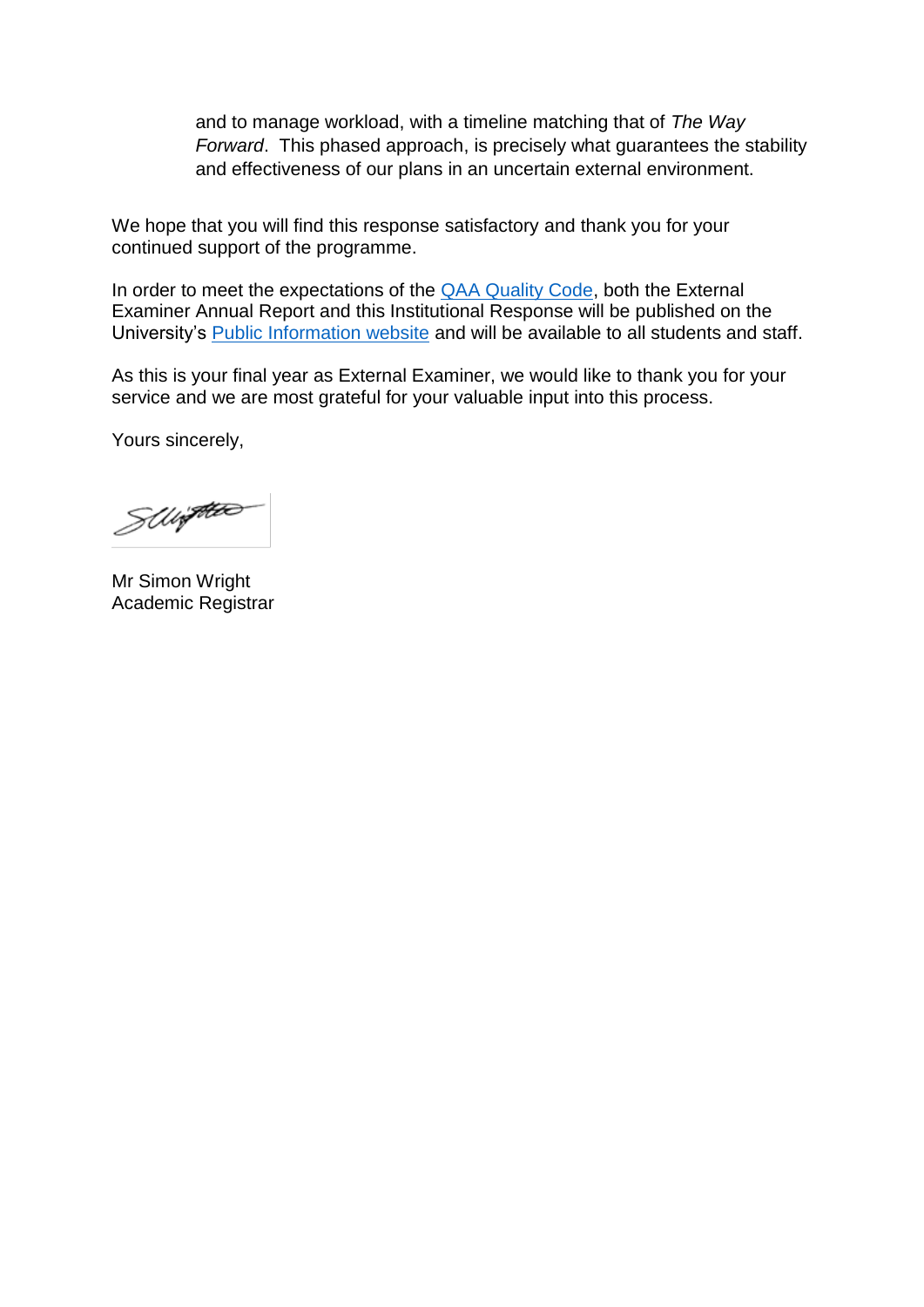and to manage workload, with a timeline matching that of *The Way Forward*. This phased approach, is precisely what guarantees the stability and effectiveness of our plans in an uncertain external environment.

We hope that you will find this response satisfactory and thank you for your continued support of the programme.

In order to meet the expectations of the [QAA Quality Code](), both the External Examiner Annual Report and this Institutional Response will be published on the University's [Public Information website]() and will be available to all students and staff.

As this is your final year as External Examiner, we would like to thank you for your service and we are most grateful for your valuable input into this process.

Yours sincerely,

Mr Simon Wright
Academic Registrar